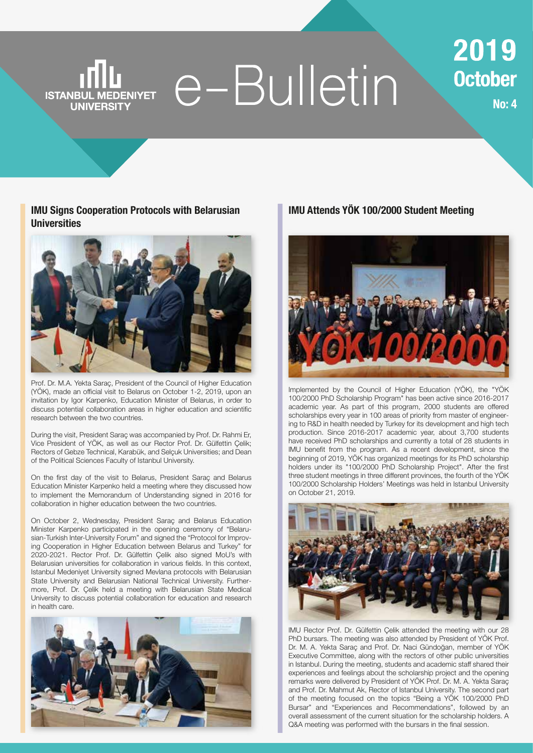# ISTANBUL MEDENIYET UNIVERSITY e-Bulletin

**2019 October No: 4**

## IMU Signs Cooperation Protocols with Belarusian Universities

Prof. Dr. M.A. Yekta Saraç, President of the Council of Higher Education (YÖK), made an official visit to Belarus on October 1-2, 2019, upon an invitation by Igor Karpenko, Education Minister of Belarus, in order to discuss potential collaboration areas in higher education and scientific research between the two countries.

During the visit, President Saraç was accompanied by Prof. Dr. Rahmi Er, Vice President of YÖK, as well as our Rector Prof. Dr. Gülfettin Çelik; Rectors of Gebze Technical, Karabük, and Selçuk Universities; and Dean of the Political Sciences Faculty of Istanbul University.

On the first day of the visit to Belarus, President Saraç and Belarus Education Minister Karpenko held a meeting where they discussed how to implement the Memorandum of Understanding signed in 2016 for collaboration in higher education between the two countries.

On October 2, Wednesday, President Saraç and Belarus Education Minister Karpenko participated in the opening ceremony of "Belarusian-Turkish Inter-University Forum" and signed the "Protocol for Improving Cooperation in Higher Education between Belarus and Turkey" for 2020-2021. Rector Prof. Dr. Gülfettin Çelik also signed MoU's with Belarusian universities for collaboration in various fields. In this context, Istanbul Medeniyet University signed Mevlana protocols with Belarusian State University and Belarusian National Technical University. Furthermore, Prof. Dr. Çelik held a meeting with Belarusian State Medical University to discuss potential collaboration for education and research in health care.

## IMU Attends YÖK 100/2000 Student Meeting

Implemented by the Council of Higher Education (YÖK), the "YÖK 100/2000 PhD Scholarship Program" has been active since 2016-2017 academic year. As part of this program, 2000 students are offered scholarships every year in 100 areas of priority from master of engineering to R&D in health needed by Turkey for its development and high tech production. Since 2016-2017 academic year, about 3,700 students have received PhD scholarships and currently a total of 28 students in IMU benefit from the program. As a recent development, since the beginning of 2019, YÖK has organized meetings for its PhD scholarship holders under its "100/2000 PhD Scholarship Project". After the first three student meetings in three different provinces, the fourth of the YÖK 100/2000 Scholarship Holders' Meetings was held in Istanbul University on October 21, 2019.

IMU Rector Prof. Dr. Gülfettin Çelik attended the meeting with our 28 PhD bursars. The meeting was also attended by President of YÖK Prof. Dr. M. A. Yekta Saraç and Prof. Dr. Naci Gündoğan, member of YÖK Executive Committee, along with the rectors of other public universities in Istanbul. During the meeting, students and academic staff shared their experiences and feelings about the scholarship project and the opening remarks were delivered by President of YÖK Prof. Dr. M. A. Yekta Saraç and Prof. Dr. Mahmut Ak, Rector of Istanbul University. The second part of the meeting focused on the topics "Being a YÖK 100/2000 PhD Bursar" and "Experiences and Recommendations", followed by an overall assessment of the current situation for the scholarship holders. A Q&A meeting was performed with the bursars in the final session.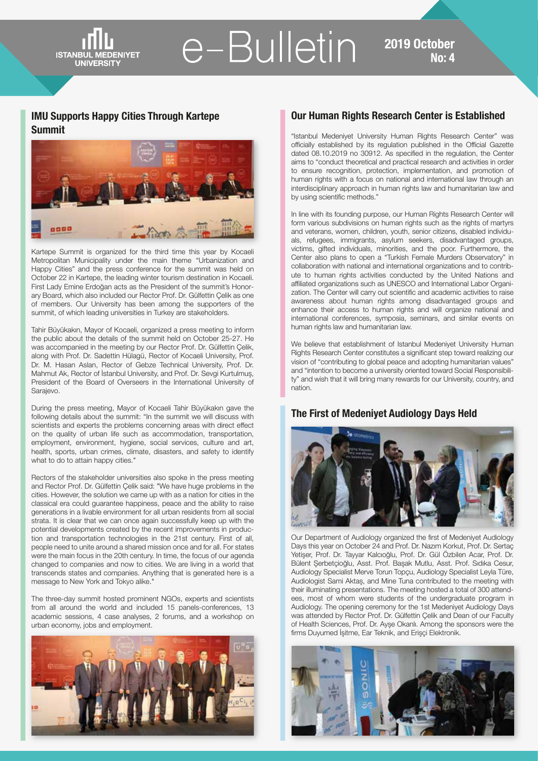## IMU Supports Happy Cities Through Kartepe Summit

Kartepe Summit is organized for the third time this year by Kocaeli Metropolitan Municipality under the main theme "Urbanization and Happy Cities" and the press conference for the summit was held on October 22 in Kartepe, the leading winter tourism destination in Kocaeli. First Lady Emine Erdoğan acts as the President of the summit's Honorary Board, which also included our Rector Prof. Dr. Gülfettin Çelik as one of members. Our University has been among the supporters of the summit, of which leading universities in Turkey are stakeholders.

Tahir Büyükakın, Mayor of Kocaeli, organized a press meeting to inform the public about the details of the summit held on October 25-27. He was accompanied in the meeting by our Rector Prof. Dr. Gülfettin Çelik, along with Prof. Dr. Sadettin Hülagü, Rector of Kocaeli University, Prof. Dr. M. Hasan Aslan, Rector of Gebze Technical University, Prof. Dr. Mahmut Ak, Rector of İstanbul University, and Prof. Dr. Sevgi Kurtulmuş, President of the Board of Overseers in the International University of Sarajevo.

During the press meeting, Mayor of Kocaeli Tahir Büyükakın gave the following details about the summit: "In the summit we will discuss with scientists and experts the problems concerning areas with direct effect on the quality of urban life such as accommodation, transportation, employment, environment, hygiene, social services, culture and art, health, sports, urban crimes, climate, disasters, and safety to identify what to do to attain happy cities."

Rectors of the stakeholder universities also spoke in the press meeting and Rector Prof. Dr. Gülfettin Çelik said: "We have huge problems in the cities. However, the solution we came up with as a nation for cities in the classical era could guarantee happiness, peace and the ability to raise generations in a livable environment for all urban residents from all social strata. It is clear that we can once again successfully keep up with the potential developments created by the recent improvements in production and transportation technologies in the 21st century. First of all, people need to unite around a shared mission once and for all. For states were the main focus in the 20th century. In time, the focus of our agenda changed to companies and now to cities. We are living in a world that transcends states and companies. Anything that is generated here is a message to New York and Tokyo alike."

The three-day summit hosted prominent NGOs, experts and scientists from all around the world and included 15 panels-conferences, 13 academic sessions, 4 case analyses, 2 forums, and a workshop on urban economy, jobs and employment.

## Our Human Rights Research Center is Established

"Istanbul Medeniyet University Human Rights Research Center" was officially established by its regulation published in the Official Gazette dated 08.10.2019 no 30912. As specified in the regulation, the Center aims to "conduct theoretical and practical research and activities in order to ensure recognition, protection, implementation, and promotion of human rights with a focus on national and international law through an interdisciplinary approach in human rights law and humanitarian law and by using scientific methods."

In line with its founding purpose, our Human Rights Research Center will form various subdivisions on human rights such as the rights of martyrs and veterans, women, children, youth, senior citizens, disabled individuals, refugees, immigrants, asylum seekers, disadvantaged groups, victims, gifted individuals, minorities, and the poor. Furthermore, the Center also plans to open a "Turkish Female Murders Observatory" in collaboration with national and international organizations and to contribute to human rights activities conducted by the United Nations and affiliated organizations such as UNESCO and International Labor Organization. The Center will carry out scientific and academic activities to raise awareness about human rights among disadvantaged groups and enhance their access to human rights and will organize national and international conferences, symposia, seminars, and similar events on human rights law and humanitarian law.

We believe that establishment of Istanbul Medeniyet University Human Rights Research Center constitutes a significant step toward realizing our vision of "contributing to global peace and adopting humanitarian values" and "intention to become a university oriented toward Social Responsibility" and wish that it will bring many rewards for our University, country, and nation.

## The First of Medeniyet Audiology Days Held

Our Department of Audiology organized the first of Medeniyet Audiology Days this year on October 24 and Prof. Dr. Nazım Korkut, Prof. Dr. Sertaç Yetişer, Prof. Dr. Tayyar Kalcıoğlu, Prof. Dr. Gül Özbilen Acar, Prof. Dr. Bülent Şerbetçioğlu, Asst. Prof. Başak Mutlu, Asst. Prof. Sıdıka Cesur, Audiology Specialist Merve Torun Topçu, Audiology Specialist Leyla Türe, Audiologist Sami Aktaş, and Mine Tuna contributed to the meeting with their illuminating presentations. The meeting hosted a total of 300 attendees, most of whom were students of the undergraduate program in Audiology. The opening ceremony for the 1st Medeniyet Audiology Days was attended by Rector Prof. Dr. Gülfettin Çelik and Dean of our Faculty of Health Sciences, Prof. Dr. Ayşe Okanlı. Among the sponsors were the firms Duyumed İşitme, Ear Teknik, and Erişçi Elektronik.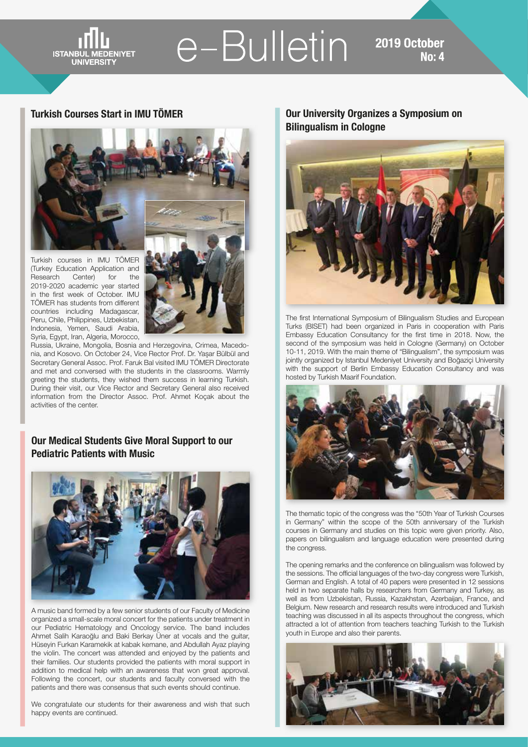## Turkish Courses Start in IMU TÖMER

Turkish courses in IMU TÖMER (Turkey Education Application and Research Center) for the 2019-2020 academic year started in the first week of October. IMU TÖMER has students from different countries including Madagascar, Peru, Chile, Philippines, Uzbekistan, Indonesia, Yemen, Saudi Arabia, Syria, Egypt, Iran, Algeria, Morocco, Russia, Ukraine, Mongolia, Bosnia and Herzegovina, Crimea, Macedonia, and Kosovo. On October 24, Vice Rector Prof. Dr. Yaşar Bülbül and Secretary General Assoc. Prof. Faruk Bal visited IMU TÖMER Directorate and met and conversed with the students in the classrooms. Warmly greeting the students, they wished them success in learning Turkish. During their visit, our Vice Rector and Secretary General also received information from the Director Assoc. Prof. Ahmet Koçak about the activities of the center.

## Our Medical Students Give Moral Support to our Pediatric Patients with Music

A music band formed by a few senior students of our Faculty of Medicine organized a small-scale moral concert for the patients under treatment in our Pediatric Hematology and Oncology service. The band includes Ahmet Salih Karaoğlu and Baki Berkay Üner at vocals and the guitar, Hüseyin Furkan Karamekik at kabak kemane, and Abdullah Ayaz playing the violin. The concert was attended and enjoyed by the patients and their families. Our students provided the patients with moral support in addition to medical help with an awareness that won great approval. Following the concert, our students and faculty conversed with the patients and there was consensus that such events should continue.

We congratulate our students for their awareness and wish that such happy events are continued.

## Our University Organizes a Symposium on Bilingualism in Cologne

The first International Symposium of Bilingualism Studies and European Turks (BISET) had been organized in Paris in cooperation with Paris Embassy Education Consultancy for the first time in 2018. Now, the second of the symposium was held in Cologne (Germany) on October 10-11, 2019. With the main theme of "Bilingualism", the symposium was jointly organized by Istanbul Medeniyet University and Boğaziçi University with the support of Berlin Embassy Education Consultancy and was hosted by Turkish Maarif Foundation.

The thematic topic of the congress was the "50th Year of Turkish Courses in Germany" within the scope of the 50th anniversary of the Turkish courses in Germany and studies on this topic were given priority. Also, papers on bilingualism and language education were presented during the congress.

The opening remarks and the conference on bilingualism was followed by the sessions. The official languages of the two-day congress were Turkish, German and English. A total of 40 papers were presented in 12 sessions held in two separate halls by researchers from Germany and Turkey, as well as from Uzbekistan, Russia, Kazakhstan, Azerbaijan, France, and Belgium. New research and research results were introduced and Turkish teaching was discussed in all its aspects throughout the congress, which attracted a lot of attention from teachers teaching Turkish to the Turkish youth in Europe and also their parents.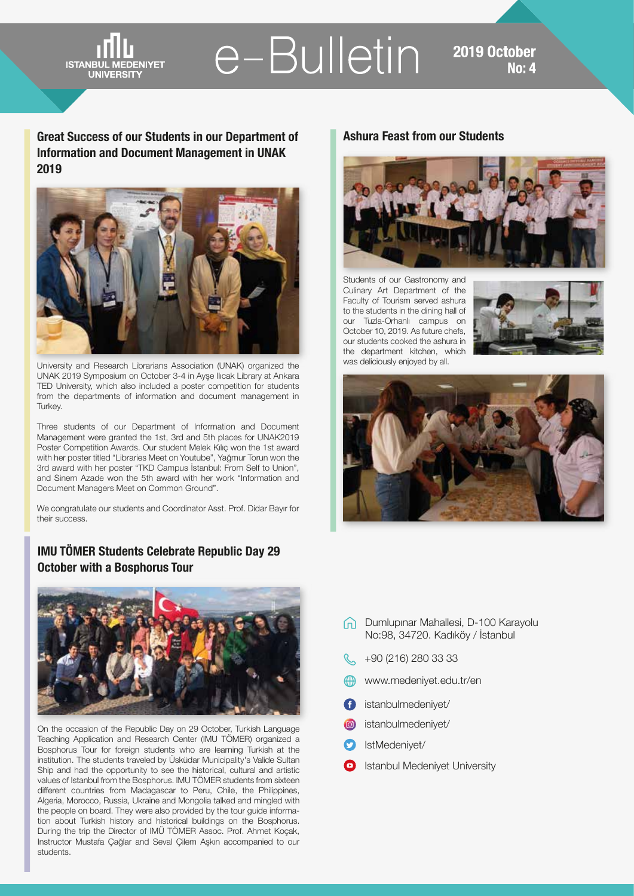# e-Bulletin

**2019 October No: 4**

## Great Success of our Students in our Department of Information and Document Management in UNAK 2019

University and Research Librarians Association (UNAK) organized the UNAK 2019 Symposium on October 3-4 in Ayşe Ilıcak Library at Ankara TED University, which also included a poster competition for students from the departments of information and document management in Turkey.

Three students of our Department of Information and Document Management were granted the 1st, 3rd and 5th places for UNAK2019 Poster Competition Awards. Our student Melek Kılıç won the 1st award with her poster titled "Libraries Meet on Youtube", Yağmur Torun won the 3rd award with her poster "TKD Campus İstanbul: From Self to Union", and Sinem Azade won the 5th award with her work "Information and Document Managers Meet on Common Ground".

We congratulate our students and Coordinator Asst. Prof. Didar Bayır for their success.

## IMU TÖMER Students Celebrate Republic Day 29 October with a Bosphorus Tour

On the occasion of the Republic Day on 29 October, Turkish Language Teaching Application and Research Center (IMU TÖMER) organized a Bosphorus Tour for foreign students who are learning Turkish at the institution. The students traveled by Üsküdar Municipality's Valide Sultan Ship and had the opportunity to see the historical, cultural and artistic values of Istanbul from the Bosphorus. IMU TÖMER students from sixteen different countries from Madagascar to Peru, Chile, the Philippines, Algeria, Morocco, Russia, Ukraine and Mongolia talked and mingled with the people on board. They were also provided by the tour guide information about Turkish history and historical buildings on the Bosphorus. During the trip the Director of IMÜ TÖMER Assoc. Prof. Ahmet Koçak, Instructor Mustafa Çağlar and Seval Çilem Aşkın accompanied to our students.

## Ashura Feast from our Students

Students of our Gastronomy and Culinary Art Department of the Faculty of Tourism served ashura to the students in the dining hall of our Tuzla-Orhanlı campus on October 10, 2019. As future chefs, our students cooked the ashura in the department kitchen, which was deliciously enjoyed by all.

Dumlupınar Mahallesi, D-100 Karayolu No:98, 34720. Kadıköy / İstanbul

+90 (216) 280 33 33

www.medeniyet.edu.tr/en

istanbulmedeniyet/

istanbulmedeniyet/

IstMedeniyet/

Istanbul Medeniyet University